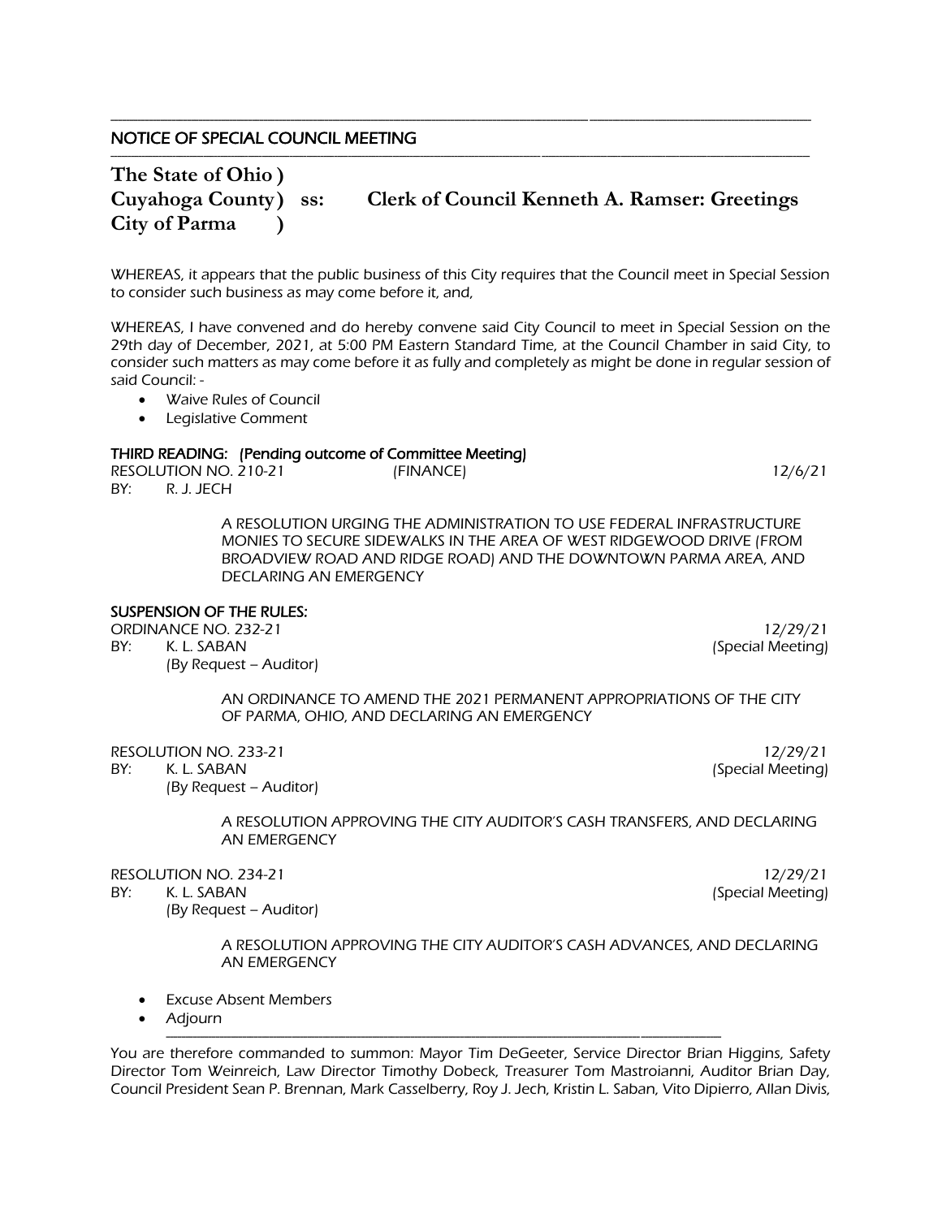## NOTICE OF SPECIAL COUNCIL MEETING

**The State of Ohio )**
**Cuyahoga County ) ss: Clerk of Council Kenneth A. Ramser: Greetings**
**City of Parma )**

WHEREAS, it appears that the public business of this City requires that the Council meet in Special Session to consider such business as may come before it, and,

WHEREAS, I have convened and do hereby convene said City Council to meet in Special Session on the 29th day of December, 2021, at 5:00 PM Eastern Standard Time, at the Council Chamber in said City, to consider such matters as may come before it as fully and completely as might be done in regular session of said Council: -

- Waive Rules of Council
- Legislative Comment

**THIRD READING: (Pending outcome of Committee Meeting)**

RESOLUTION NO. 210-21 (FINANCE) 12/6/21
BY: R. J. JECH

A RESOLUTION URGING THE ADMINISTRATION TO USE FEDERAL INFRASTRUCTURE MONIES TO SECURE SIDEWALKS IN THE AREA OF WEST RIDGEWOOD DRIVE (FROM BROADVIEW ROAD AND RIDGE ROAD) AND THE DOWNTOWN PARMA AREA, AND DECLARING AN EMERGENCY

**SUSPENSION OF THE RULES:**

ORDINANCE NO. 232-21 12/29/21
BY: K. L. SABAN (Special Meeting)
(By Request – Auditor)

AN ORDINANCE TO AMEND THE 2021 PERMANENT APPROPRIATIONS OF THE CITY OF PARMA, OHIO, AND DECLARING AN EMERGENCY

RESOLUTION NO. 233-21 12/29/21
BY: K. L. SABAN (Special Meeting)
(By Request – Auditor)

A RESOLUTION APPROVING THE CITY AUDITOR'S CASH TRANSFERS, AND DECLARING AN EMERGENCY

RESOLUTION NO. 234-21 12/29/21
BY: K. L. SABAN (Special Meeting)
(By Request – Auditor)

A RESOLUTION APPROVING THE CITY AUDITOR'S CASH ADVANCES, AND DECLARING AN EMERGENCY

- Excuse Absent Members
- Adjourn

You are therefore commanded to summon: Mayor Tim DeGeeter, Service Director Brian Higgins, Safety Director Tom Weinreich, Law Director Timothy Dobeck, Treasurer Tom Mastroianni, Auditor Brian Day, Council President Sean P. Brennan, Mark Casselberry, Roy J. Jech, Kristin L. Saban, Vito Dipierro, Allan Divis,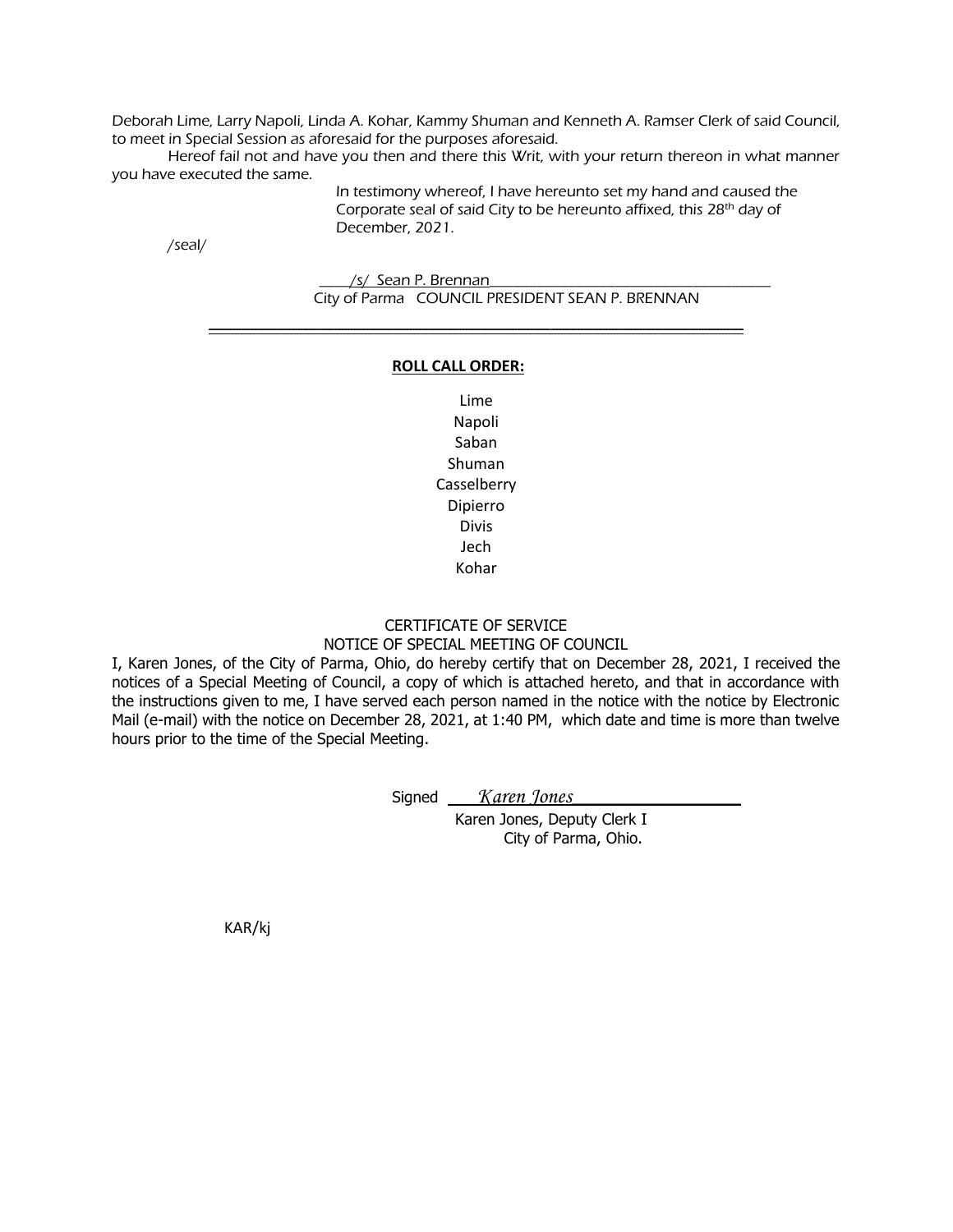Deborah Lime, Larry Napoli, Linda A. Kohar, Kammy Shuman and Kenneth A. Ramser Clerk of said Council, to meet in Special Session as aforesaid for the purposes aforesaid.

Hereof fail not and have you then and there this Writ, with your return thereon in what manner you have executed the same.

In testimony whereof, I have hereunto set my hand and caused the Corporate seal of said City to be hereunto affixed, this 28th day of December, 2021.

/seal/

/s/ Sean P. Brennan
City of Parma COUNCIL PRESIDENT SEAN P. BRENNAN

---

**ROLL CALL ORDER:**

Lime
Napoli
Saban
Shuman
Casselberry
Dipierro
Divis
Jech
Kohar

CERTIFICATE OF SERVICE
NOTICE OF SPECIAL MEETING OF COUNCIL

I, Karen Jones, of the City of Parma, Ohio, do hereby certify that on December 28, 2021, I received the notices of a Special Meeting of Council, a copy of which is attached hereto, and that in accordance with the instructions given to me, I have served each person named in the notice with the notice by Electronic Mail (e-mail) with the notice on December 28, 2021, at 1:40 PM, which date and time is more than twelve hours prior to the time of the Special Meeting.

Signed *Karen Jones*
Karen Jones, Deputy Clerk I
City of Parma, Ohio.

KAR/kj